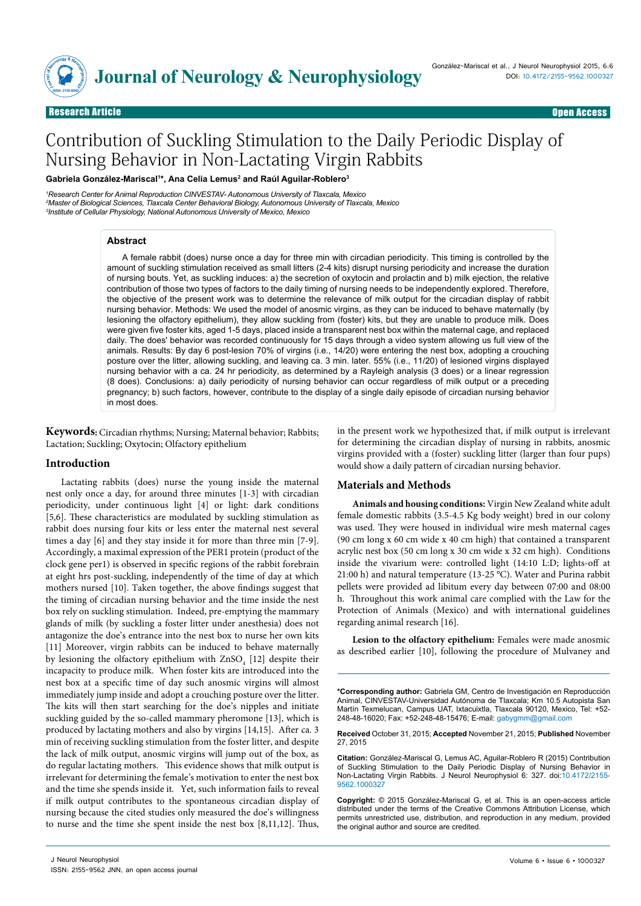Research Article — Open Access

# Contribution of Suckling Stimulation to the Daily Periodic Display of Nursing Behavior in Non-Lactating Virgin Rabbits

**Gabriela González-Mariscal[1]*, Ana Celia Lemus[2] and Raúl Aguilar-Roblero[3]**

[1]Research Center for Animal Reproduction CINVESTAV- Autonomous University of Tlaxcala, Mexico
[2]Master of Biological Sciences, Tlaxcala Center Behavioral Biology, Autonomous University of Tlaxcala, Mexico
[3]Institute of Cellular Physiology, National Autonomous University of Mexico, Mexico

## Abstract

A female rabbit (does) nurse once a day for three min with circadian periodicity. This timing is controlled by the amount of suckling stimulation received as small litters (2-4 kits) disrupt nursing periodicity and increase the duration of nursing bouts. Yet, as suckling induces: a) the secretion of oxytocin and prolactin and b) milk ejection, the relative contribution of those two types of factors to the daily timing of nursing needs to be independently explored. Therefore, the objective of the present work was to determine the relevance of milk output for the circadian display of rabbit nursing behavior. Methods: We used the model of anosmic virgins, as they can be induced to behave maternally (by lesioning the olfactory epithelium), they allow suckling from (foster) kits, but they are unable to produce milk. Does were given five foster kits, aged 1-5 days, placed inside a transparent nest box within the maternal cage, and replaced daily. The does' behavior was recorded continuously for 15 days through a video system allowing us full view of the animals. Results: By day 6 post-lesion 70% of virgins (i.e., 14/20) were entering the nest box, adopting a crouching posture over the litter, allowing suckling, and leaving ca. 3 min. later. 55% (i.e., 11/20) of lesioned virgins displayed nursing behavior with a ca. 24 hr periodicity, as determined by a Rayleigh analysis (3 does) or a linear regression (8 does). Conclusions: a) daily periodicity of nursing behavior can occur regardless of milk output or a preceding pregnancy; b) such factors, however, contribute to the display of a single daily episode of circadian nursing behavior in most does.

**Keywords:** Circadian rhythms; Nursing; Maternal behavior; Rabbits; Lactation; Suckling; Oxytocin; Olfactory epithelium

## Introduction

Lactating rabbits (does) nurse the young inside the maternal nest only once a day, for around three minutes [1-3] with circadian periodicity, under continuous light [4] or light: dark conditions [5,6]. These characteristics are modulated by suckling stimulation as rabbit does nursing four kits or less enter the maternal nest several times a day [6] and they stay inside it for more than three min [7-9]. Accordingly, a maximal expression of the PER1 protein (product of the clock gene per1) is observed in specific regions of the rabbit forebrain at eight hrs post-suckling, independently of the time of day at which mothers nursed [10]. Taken together, the above findings suggest that the timing of circadian nursing behavior and the time inside the nest box rely on suckling stimulation. Indeed, pre-emptying the mammary glands of milk (by suckling a foster litter under anesthesia) does not antagonize the doe's entrance into the nest box to nurse her own kits [11] Moreover, virgin rabbits can be induced to behave maternally by lesioning the olfactory epithelium with $ZnSO_4$ [12] despite their incapacity to produce milk. When foster kits are introduced into the nest box at a specific time of day such anosmic virgins will almost immediately jump inside and adopt a crouching posture over the litter. The kits will then start searching for the doe's nipples and initiate suckling guided by the so-called mammary pheromone [13], which is produced by lactating mothers and also by virgins [14,15]. After ca. 3 min of receiving suckling stimulation from the foster litter, and despite the lack of milk output, anosmic virgins will jump out of the box, as do regular lactating mothers. This evidence shows that milk output is irrelevant for determining the female's motivation to enter the nest box and the time she spends inside it. Yet, such information fails to reveal if milk output contributes to the spontaneous circadian display of nursing because the cited studies only measured the doe's willingness to nurse and the time she spent inside the nest box [8,11,12]. Thus, in the present work we hypothesized that, if milk output is irrelevant for determining the circadian display of nursing in rabbits, anosmic virgins provided with a (foster) suckling litter (larger than four pups) would show a daily pattern of circadian nursing behavior.

## Materials and Methods

**Animals and housing conditions:** Virgin New Zealand white adult female domestic rabbits (3.5-4.5 Kg body weight) bred in our colony was used. They were housed in individual wire mesh maternal cages (90 cm long x 60 cm wide x 40 cm high) that contained a transparent acrylic nest box (50 cm long x 30 cm wide x 32 cm high). Conditions inside the vivarium were: controlled light (14:10 L:D; lights-off at 21:00 h) and natural temperature (13-25 °C). Water and Purina rabbit pellets were provided ad libitum every day between 07:00 and 08:00 h. Throughout this work animal care complied with the Law for the Protection of Animals (Mexico) and with international guidelines regarding animal research [16].

**Lesion to the olfactory epithelium:** Females were made anosmic as described earlier [10], following the procedure of Mulvaney and

---

***Corresponding author:** Gabriela GM, Centro de Investigación en Reproducción Animal, CINVESTAV-Universidad Autónoma de Tlaxcala; Km 10.5 Autopista San Martín Texmelucan, Campus UAT, Ixtacuixtla, Tlaxcala 90120, Mexico, Tel: +52-248-48-16020; Fax: +52-248-48-15476; E-mail: gabygmm@gmail.com

**Received** October 31, 2015; **Accepted** November 21, 2015; **Published** November 27, 2015

**Citation:** González-Mariscal G, Lemus AC, Aguilar-Roblero R (2015) Contribution of Suckling Stimulation to the Daily Periodic Display of Nursing Behavior in Non-Lactating Virgin Rabbits. J Neurol Neurophysiol 6: 327. doi:10.4172/2155-9562.1000327

**Copyright:** © 2015 González-Mariscal G, et al. This is an open-access article distributed under the terms of the Creative Commons Attribution License, which permits unrestricted use, distribution, and reproduction in any medium, provided the original author and source are credited.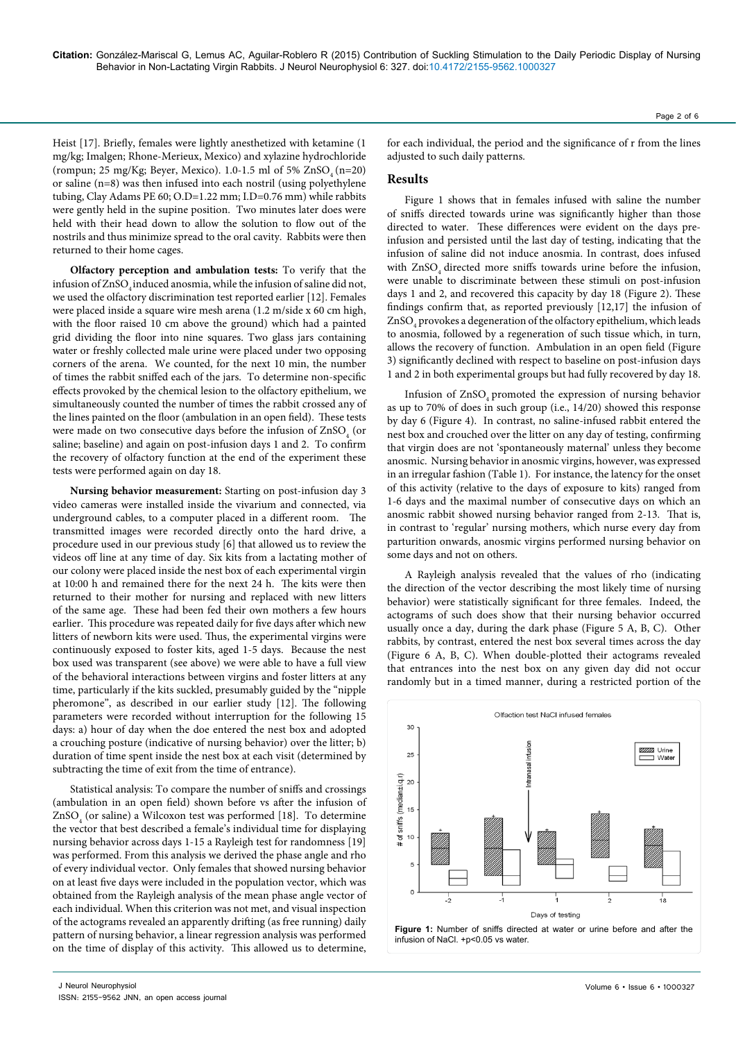Heist [17]. Briefly, females were lightly anesthetized with ketamine (1 mg/kg; Imalgen; Rhone-Merieux, Mexico) and xylazine hydrochloride (rompun; 25 mg/Kg; Beyer, Mexico). 1.0-1.5 ml of 5% $ZnSO_4$ (n=20) or saline (n=8) was then infused into each nostril (using polyethylene tubing, Clay Adams PE 60; O.D=1.22 mm; I.D=0.76 mm) while rabbits were gently held in the supine position. Two minutes later does were held with their head down to allow the solution to flow out of the nostrils and thus minimize spread to the oral cavity. Rabbits were then returned to their home cages.

**Olfactory perception and ambulation tests:** To verify that the infusion of $ZnSO_4$ induced anosmia, while the infusion of saline did not, we used the olfactory discrimination test reported earlier [12]. Females were placed inside a square wire mesh arena (1.2 m/side x 60 cm high, with the floor raised 10 cm above the ground) which had a painted grid dividing the floor into nine squares. Two glass jars containing water or freshly collected male urine were placed under two opposing corners of the arena. We counted, for the next 10 min, the number of times the rabbit sniffed each of the jars. To determine non-specific effects provoked by the chemical lesion to the olfactory epithelium, we simultaneously counted the number of times the rabbit crossed any of the lines painted on the floor (ambulation in an open field). These tests were made on two consecutive days before the infusion of $ZnSO_4$ (or saline; baseline) and again on post-infusion days 1 and 2. To confirm the recovery of olfactory function at the end of the experiment these tests were performed again on day 18.

**Nursing behavior measurement:** Starting on post-infusion day 3 video cameras were installed inside the vivarium and connected, via underground cables, to a computer placed in a different room. The transmitted images were recorded directly onto the hard drive, a procedure used in our previous study [6] that allowed us to review the videos off line at any time of day. Six kits from a lactating mother of our colony were placed inside the nest box of each experimental virgin at 10:00 h and remained there for the next 24 h. The kits were then returned to their mother for nursing and replaced with new litters of the same age. These had been fed their own mothers a few hours earlier. This procedure was repeated daily for five days after which new litters of newborn kits were used. Thus, the experimental virgins were continuously exposed to foster kits, aged 1-5 days. Because the nest box used was transparent (see above) we were able to have a full view of the behavioral interactions between virgins and foster litters at any time, particularly if the kits suckled, presumably guided by the "nipple pheromone", as described in our earlier study [12]. The following parameters were recorded without interruption for the following 15 days: a) hour of day when the doe entered the nest box and adopted a crouching posture (indicative of nursing behavior) over the litter; b) duration of time spent inside the nest box at each visit (determined by subtracting the time of exit from the time of entrance).

Statistical analysis: To compare the number of sniffs and crossings (ambulation in an open field) shown before vs after the infusion of $ZnSO_4$ (or saline) a Wilcoxon test was performed [18]. To determine the vector that best described a female's individual time for displaying nursing behavior across days 1-15 a Rayleigh test for randomness [19] was performed. From this analysis we derived the phase angle and rho of every individual vector. Only females that showed nursing behavior on at least five days were included in the population vector, which was obtained from the Rayleigh analysis of the mean phase angle vector of each individual. When this criterion was not met, and visual inspection of the actograms revealed an apparently drifting (as free running) daily pattern of nursing behavior, a linear regression analysis was performed on the time of display of this activity. This allowed us to determine, for each individual, the period and the significance of r from the lines adjusted to such daily patterns.

## Results

Figure 1 shows that in females infused with saline the number of sniffs directed towards urine was significantly higher than those directed to water. These differences were evident on the days pre-infusion and persisted until the last day of testing, indicating that the infusion of saline did not induce anosmia. In contrast, does infused with $ZnSO_4$ directed more sniffs towards urine before the infusion, were unable to discriminate between these stimuli on post-infusion days 1 and 2, and recovered this capacity by day 18 (Figure 2). These findings confirm that, as reported previously [12,17] the infusion of $ZnSO_4$ provokes a degeneration of the olfactory epithelium, which leads to anosmia, followed by a regeneration of such tissue which, in turn, allows the recovery of function. Ambulation in an open field (Figure 3) significantly declined with respect to baseline on post-infusion days 1 and 2 in both experimental groups but had fully recovered by day 18.

Infusion of $ZnSO_4$ promoted the expression of nursing behavior as up to 70% of does in such group (i.e., 14/20) showed this response by day 6 (Figure 4). In contrast, no saline-infused rabbit entered the nest box and crouched over the litter on any day of testing, confirming that virgin does are not 'spontaneously maternal' unless they become anosmic. Nursing behavior in anosmic virgins, however, was expressed in an irregular fashion (Table 1). For instance, the latency for the onset of this activity (relative to the days of exposure to kits) ranged from 1-6 days and the maximal number of consecutive days on which an anosmic rabbit showed nursing behavior ranged from 2-13. That is, in contrast to 'regular' nursing mothers, which nurse every day from parturition onwards, anosmic virgins performed nursing behavior on some days and not on others.

A Rayleigh analysis revealed that the values of rho (indicating the direction of the vector describing the most likely time of nursing behavior) were statistically significant for three females. Indeed, the actograms of such does show that their nursing behavior occurred usually once a day, during the dark phase (Figure 5 A, B, C). Other rabbits, by contrast, entered the nest box several times across the day (Figure 6 A, B, C). When double-plotted their actograms revealed that entrances into the nest box on any given day did not occur randomly but in a timed manner, during a restricted portion of the

**Figure 1:** Number of sniffs directed at water or urine before and after the infusion of NaCl. +p<0.05 vs water.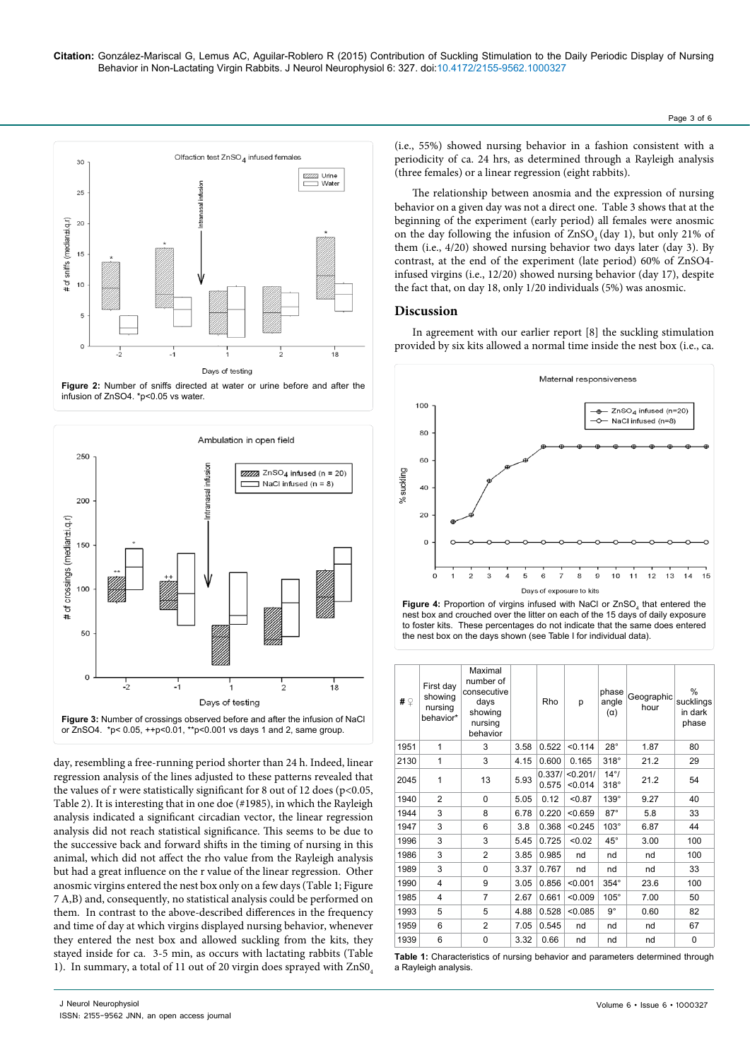Figure 2: Number of sniffs directed at water or urine before and after the infusion of ZnSO4. *p<0.05 vs water.

Figure 3: Number of crossings observed before and after the infusion of NaCl or ZnSO4. *p< 0.05, ++p<0.01, **p<0.001 vs days 1 and 2, same group.

day, resembling a free-running period shorter than 24 h. Indeed, linear regression analysis of the lines adjusted to these patterns revealed that the values of r were statistically significant for 8 out of 12 does ($p<0.05$, Table 2). It is interesting that in one doe (#1985), in which the Rayleigh analysis indicated a significant circadian vector, the linear regression analysis did not reach statistical significance. This seems to be due to the successive back and forward shifts in the timing of nursing in this animal, which did not affect the rho value from the Rayleigh analysis but had a great influence on the r value of the linear regression. Other anosmic virgins entered the nest box only on a few days (Table 1; Figure 7 A,B) and, consequently, no statistical analysis could be performed on them. In contrast to the above-described differences in the frequency and time of day at which virgins displayed nursing behavior, whenever they entered the nest box and allowed suckling from the kits, they stayed inside for ca. 3-5 min, as occurs with lactating rabbits (Table 1). In summary, a total of 11 out of 20 virgin does sprayed with $ZnSO_4$ (i.e., 55%) showed nursing behavior in a fashion consistent with a periodicity of ca. 24 hrs, as determined through a Rayleigh analysis (three females) or a linear regression (eight rabbits).

The relationship between anosmia and the expression of nursing behavior on a given day was not a direct one. Table 3 shows that at the beginning of the experiment (early period) all females were anosmic on the day following the infusion of $ZnSO_4$ (day 1), but only 21% of them (i.e., 4/20) showed nursing behavior two days later (day 3). By contrast, at the end of the experiment (late period) 60% of ZnSO4-infused virgins (i.e., 12/20) showed nursing behavior (day 17), despite the fact that, on day 18, only 1/20 individuals (5%) was anosmic.

## Discussion

In agreement with our earlier report [8] the suckling stimulation provided by six kits allowed a normal time inside the nest box (i.e., ca.

Figure 4: Proportion of virgins infused with NaCl or $ZnSO_4$ that entered the nest box and crouched over the litter on each of the 15 days of daily exposure to foster kits. These percentages do not indicate that the same does entered the nest box on the days shown (see Table I for individual data).

| # ♀ | First day showing nursing behavior* | Maximal number of consecutive days showing nursing behavior | | Rho | p | phase angle (α) | Geographic hour | % sucklings in dark phase |
|---|---|---|---|---|---|---|---|---|
| 1951 | 1 | 3 | 3.58 | 0.522 | <0.114 | 28° | 1.87 | 80 |
| 2130 | 1 | 3 | 4.15 | 0.600 | 0.165 | 318° | 21.2 | 29 |
| 2045 | 1 | 13 | 5.93 | 0.337/ 0.575 | <0.201/ <0.014 | 14°/ 318° | 21.2 | 54 |
| 1940 | 2 | 0 | 5.05 | 0.12 | <0.87 | 139° | 9.27 | 40 |
| 1944 | 3 | 8 | 6.78 | 0.220 | <0.659 | 87° | 5.8 | 33 |
| 1947 | 3 | 6 | 3.8 | 0.368 | <0.245 | 103° | 6.87 | 44 |
| 1996 | 3 | 3 | 5.45 | 0.725 | <0.02 | 45° | 3.00 | 100 |
| 1986 | 3 | 2 | 3.85 | 0.985 | nd | nd | nd | 100 |
| 1989 | 3 | 0 | 3.37 | 0.767 | nd | nd | nd | 33 |
| 1990 | 4 | 9 | 3.05 | 0.856 | <0.001 | 354° | 23.6 | 100 |
| 1985 | 4 | 7 | 2.67 | 0.661 | <0.009 | 105° | 7.00 | 50 |
| 1993 | 5 | 5 | 4.88 | 0.528 | <0.085 | 9° | 0.60 | 82 |
| 1959 | 6 | 2 | 7.05 | 0.545 | nd | nd | nd | 67 |
| 1939 | 6 | 0 | 3.32 | 0.66 | nd | nd | nd | 0 |

Table 1: Characteristics of nursing behavior and parameters determined through a Rayleigh analysis.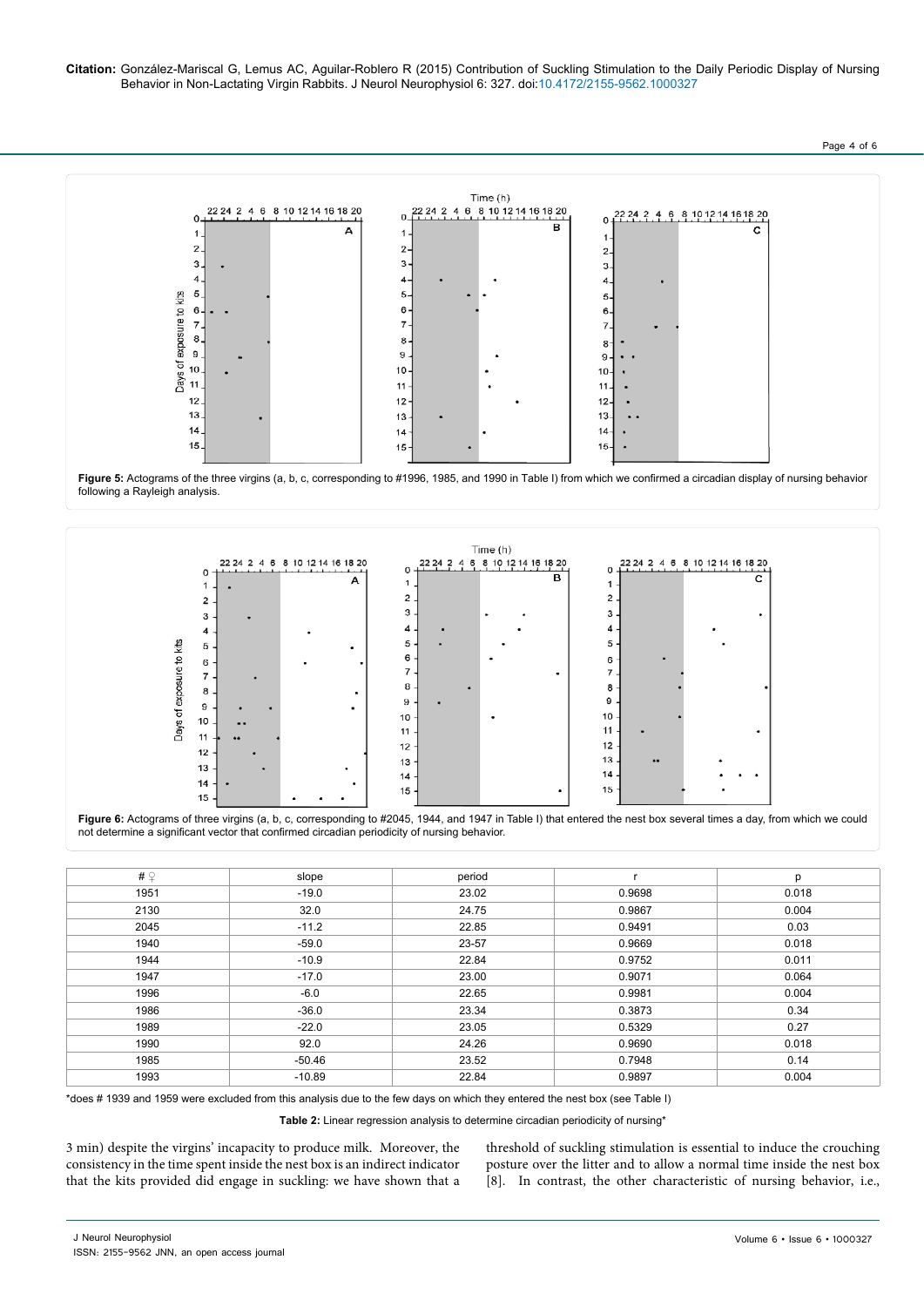**Figure 5:** Actograms of the three virgins (a, b, c, corresponding to #1996, 1985, and 1990 in Table I) from which we confirmed a circadian display of nursing behavior following a Rayleigh analysis.

**Figure 6:** Actograms of three virgins (a, b, c, corresponding to #2045, 1944, and 1947 in Table I) that entered the nest box several times a day, from which we could not determine a significant vector that confirmed circadian periodicity of nursing behavior.

| # ♀ | slope | period | r | p |
|---|---|---|---|---|
| 1951 | -19.0 | 23.02 | 0.9698 | 0.018 |
| 2130 | 32.0 | 24.75 | 0.9867 | 0.004 |
| 2045 | -11.2 | 22.85 | 0.9491 | 0.03 |
| 1940 | -59.0 | 23-57 | 0.9669 | 0.018 |
| 1944 | -10.9 | 22.84 | 0.9752 | 0.011 |
| 1947 | -17.0 | 23.00 | 0.9071 | 0.064 |
| 1996 | -6.0 | 22.65 | 0.9981 | 0.004 |
| 1986 | -36.0 | 23.34 | 0.3873 | 0.34 |
| 1989 | -22.0 | 23.05 | 0.5329 | 0.27 |
| 1990 | 92.0 | 24.26 | 0.9690 | 0.018 |
| 1985 | -50.46 | 23.52 | 0.7948 | 0.14 |
| 1993 | -10.89 | 22.84 | 0.9897 | 0.004 |

*does # 1939 and 1959 were excluded from this analysis due to the few days on which they entered the nest box (see Table I)

**Table 2:** Linear regression analysis to determine circadian periodicity of nursing*

3 min) despite the virgins' incapacity to produce milk. Moreover, the consistency in the time spent inside the nest box is an indirect indicator that the kits provided did engage in suckling: we have shown that a threshold of suckling stimulation is essential to induce the crouching posture over the litter and to allow a normal time inside the nest box [8]. In contrast, the other characteristic of nursing behavior, i.e.,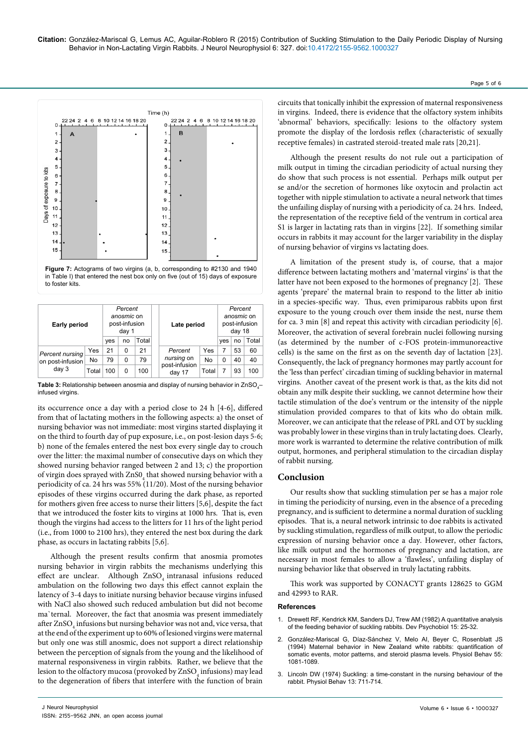Figure 7: Actograms of two virgins (a, b, corresponding to #2130 and 1940 in Table I) that entered the nest box only on five (out of 15) days of exposure to foster kits.

| Early period | | Percent anosmic on post-infusion day 1 | | | | Late period | | Percent anosmic on post-infusion day 18 | | |
|---|---|---|---|---|---|---|---|---|---|---|
| | | yes | no | Total | | | | yes | no | Total |
| Percent nursing on post-infusion day 3 | Yes | 21 | 0 | 21 | | Percent nursing on post-infusion day 17 | Yes | 7 | 53 | 60 |
| | No | 79 | 0 | 79 | | | No | 0 | 40 | 40 |
| | Total | 100 | 0 | 100 | | | Total | 7 | 93 | 100 |

**Table 3:** Relationship between anosmia and display of nursing behavior in $ZnSO_4$–infused virgins.

its occurrence once a day with a period close to 24 h [4-6], differed from that of lactating mothers in the following aspects: a) the onset of nursing behavior was not immediate: most virgins started displaying it on the third to fourth day of pup exposure, i.e., on post-lesion days 5-6; b) none of the females entered the nest box every single day to crouch over the litter: the maximal number of consecutive days on which they showed nursing behavior ranged between 2 and 13; c) the proportion of virgin does sprayed with $ZnS0_4$ that showed nursing with a periodicity of ca. 24 hrs was 55% (11/20). Most of the nursing behavior episodes of these virgins occurred during the dark phase, as reported for mothers given free access to nurse their litters [5,6], despite the fact that we introduced the foster kits to virgins at 1000 hrs. That is, even though the virgins had access to the litters for 11 hrs of the light period (i.e., from 1000 to 2100 hrs), they entered the nest box during the dark phase, as occurs in lactating rabbits [5,6].

Although the present results confirm that anosmia promotes nursing behavior in virgin rabbits the mechanisms underlying this effect are unclear. Although $ZnSO_4$ intranasal infusions reduced ambulation on the following two days this effect cannot explain the latency of 3-4 days to initiate nursing behavior because virgins infused with NaCl also showed such reduced ambulation but did not become ma`ternal. Moreover, the fact that anosmia was present immediately after $ZnSO_4$ infusions but nursing behavior was not and, vice versa, that at the end of the experiment up to 60% of lesioned virgins were maternal but only one was still anosmic, does not support a direct relationship between the perception of signals from the young and the likelihood of maternal responsiveness in virgin rabbits. Rather, we believe that the lesion to the olfactory mucosa (provoked by $ZnSO_4$ infusions) may lead to the degeneration of fibers that interfere with the function of brain circuits that tonically inhibit the expression of maternal responsiveness in virgins. Indeed, there is evidence that the olfactory system inhibits 'abnormal' behaviors, specifically: lesions to the olfactory system promote the display of the lordosis reflex (characteristic of sexually receptive females) in castrated steroid-treated male rats [20,21].

Although the present results do not rule out a participation of milk output in timing the circadian periodicity of actual nursing they do show that such process is not essential. Perhaps milk output per se and/or the secretion of hormones like oxytocin and prolactin act together with nipple stimulation to activate a neural network that times the unfailing display of nursing with a periodicity of ca. 24 hrs. Indeed, the representation of the receptive field of the ventrum in cortical area S1 is larger in lactating rats than in virgins [22]. If something similar occurs in rabbits it may account for the larger variability in the display of nursing behavior of virgins vs lactating does.

A limitation of the present study is, of course, that a major difference between lactating mothers and 'maternal virgins' is that the latter have not been exposed to the hormones of pregnancy [2]. These agents 'prepare' the maternal brain to respond to the litter ab initio in a species-specific way. Thus, even primiparous rabbits upon first exposure to the young crouch over them inside the nest, nurse them for ca. 3 min [8] and repeat this activity with circadian periodicity [6]. Moreover, the activation of several forebrain nuclei following nursing (as determined by the number of c-FOS protein-immunoreactive cells) is the same on the first as on the seventh day of lactation [23]. Consequently, the lack of pregnancy hormones may partly account for the 'less than perfect' circadian timing of suckling behavior in maternal virgins. Another caveat of the present work is that, as the kits did not obtain any milk despite their suckling, we cannot determine how their tactile stimulation of the doe's ventrum or the intensity of the nipple stimulation provided compares to that of kits who do obtain milk. Moreover, we can anticipate that the release of PRL and OT by suckling was probably lower in these virgins than in truly lactating does. Clearly, more work is warranted to determine the relative contribution of milk output, hormones, and peripheral stimulation to the circadian display of rabbit nursing.

## Conclusion

Our results show that suckling stimulation per se has a major role in timing the periodicity of nursing, even in the absence of a preceding pregnancy, and is sufficient to determine a normal duration of suckling episodes. That is, a neural network intrinsic to doe rabbits is activated by suckling stimulation, regardless of milk output, to allow the periodic expression of nursing behavior once a day. However, other factors, like milk output and the hormones of pregnancy and lactation, are necessary in most females to allow a 'flawless', unfailing display of nursing behavior like that observed in truly lactating rabbits.

This work was supported by CONACYT grants 128625 to GGM and 42993 to RAR.

### References

1. Drewett RF, Kendrick KM, Sanders DJ, Trew AM (1982) A quantitative analysis of the feeding behavior of suckling rabbits. Dev Psychobiol 15: 25-32.
2. González-Mariscal G, Díaz-Sánchez V, Melo AI, Beyer C, Rosenblatt JS (1994) Maternal behavior in New Zealand white rabbits: quantification of somatic events, motor patterns, and steroid plasma levels. Physiol Behav 55: 1081-1089.
3. Lincoln DW (1974) Suckling: a time-constant in the nursing behaviour of the rabbit. Physiol Behav 13: 711-714.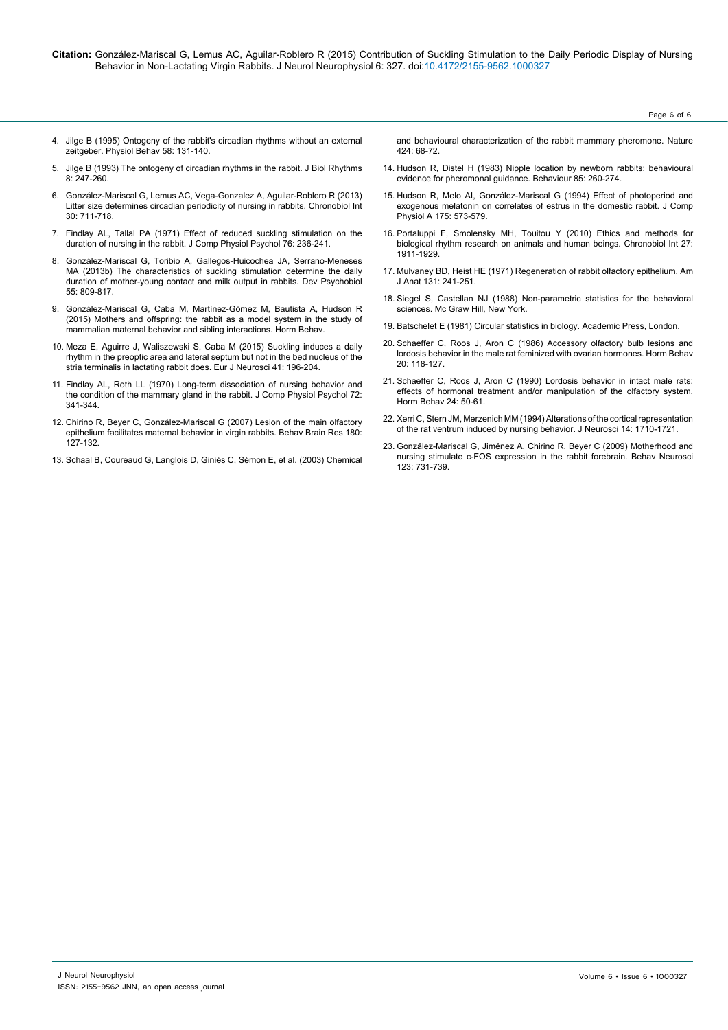4. Jilge B (1995) Ontogeny of the rabbit's circadian rhythms without an external zeitgeber. Physiol Behav 58: 131-140.
5. Jilge B (1993) The ontogeny of circadian rhythms in the rabbit. J Biol Rhythms 8: 247-260.
6. González-Mariscal G, Lemus AC, Vega-Gonzalez A, Aguilar-Roblero R (2013) Litter size determines circadian periodicity of nursing in rabbits. Chronobiol Int 30: 711-718.
7. Findlay AL, Tallal PA (1971) Effect of reduced suckling stimulation on the duration of nursing in the rabbit. J Comp Physiol Psychol 76: 236-241.
8. González-Mariscal G, Toribio A, Gallegos-Huicochea JA, Serrano-Meneses MA (2013b) The characteristics of suckling stimulation determine the daily duration of mother-young contact and milk output in rabbits. Dev Psychobiol 55: 809-817.
9. González-Mariscal G, Caba M, Martínez-Gómez M, Bautista A, Hudson R (2015) Mothers and offspring: the rabbit as a model system in the study of mammalian maternal behavior and sibling interactions. Horm Behav.
10. Meza E, Aguirre J, Waliszewski S, Caba M (2015) Suckling induces a daily rhythm in the preoptic area and lateral septum but not in the bed nucleus of the stria terminalis in lactating rabbit does. Eur J Neurosci 41: 196-204.
11. Findlay AL, Roth LL (1970) Long-term dissociation of nursing behavior and the condition of the mammary gland in the rabbit. J Comp Physiol Psychol 72: 341-344.
12. Chirino R, Beyer C, González-Mariscal G (2007) Lesion of the main olfactory epithelium facilitates maternal behavior in virgin rabbits. Behav Brain Res 180: 127-132.
13. Schaal B, Coureaud G, Langlois D, Giniès C, Sémon E, et al. (2003) Chemical and behavioural characterization of the rabbit mammary pheromone. Nature 424: 68-72.
14. Hudson R, Distel H (1983) Nipple location by newborn rabbits: behavioural evidence for pheromonal guidance. Behaviour 85: 260-274.
15. Hudson R, Melo AI, González-Mariscal G (1994) Effect of photoperiod and exogenous melatonin on correlates of estrus in the domestic rabbit. J Comp Physiol A 175: 573-579.
16. Portaluppi F, Smolensky MH, Touitou Y (2010) Ethics and methods for biological rhythm research on animals and human beings. Chronobiol Int 27: 1911-1929.
17. Mulvaney BD, Heist HE (1971) Regeneration of rabbit olfactory epithelium. Am J Anat 131: 241-251.
18. Siegel S, Castellan NJ (1988) Non-parametric statistics for the behavioral sciences. Mc Graw Hill, New York.
19. Batschelet E (1981) Circular statistics in biology. Academic Press, London.
20. Schaeffer C, Roos J, Aron C (1986) Accessory olfactory bulb lesions and lordosis behavior in the male rat feminized with ovarian hormones. Horm Behav 20: 118-127.
21. Schaeffer C, Roos J, Aron C (1990) Lordosis behavior in intact male rats: effects of hormonal treatment and/or manipulation of the olfactory system. Horm Behav 24: 50-61.
22. Xerri C, Stern JM, Merzenich MM (1994) Alterations of the cortical representation of the rat ventrum induced by nursing behavior. J Neurosci 14: 1710-1721.
23. González-Mariscal G, Jiménez A, Chirino R, Beyer C (2009) Motherhood and nursing stimulate c-FOS expression in the rabbit forebrain. Behav Neurosci 123: 731-739.